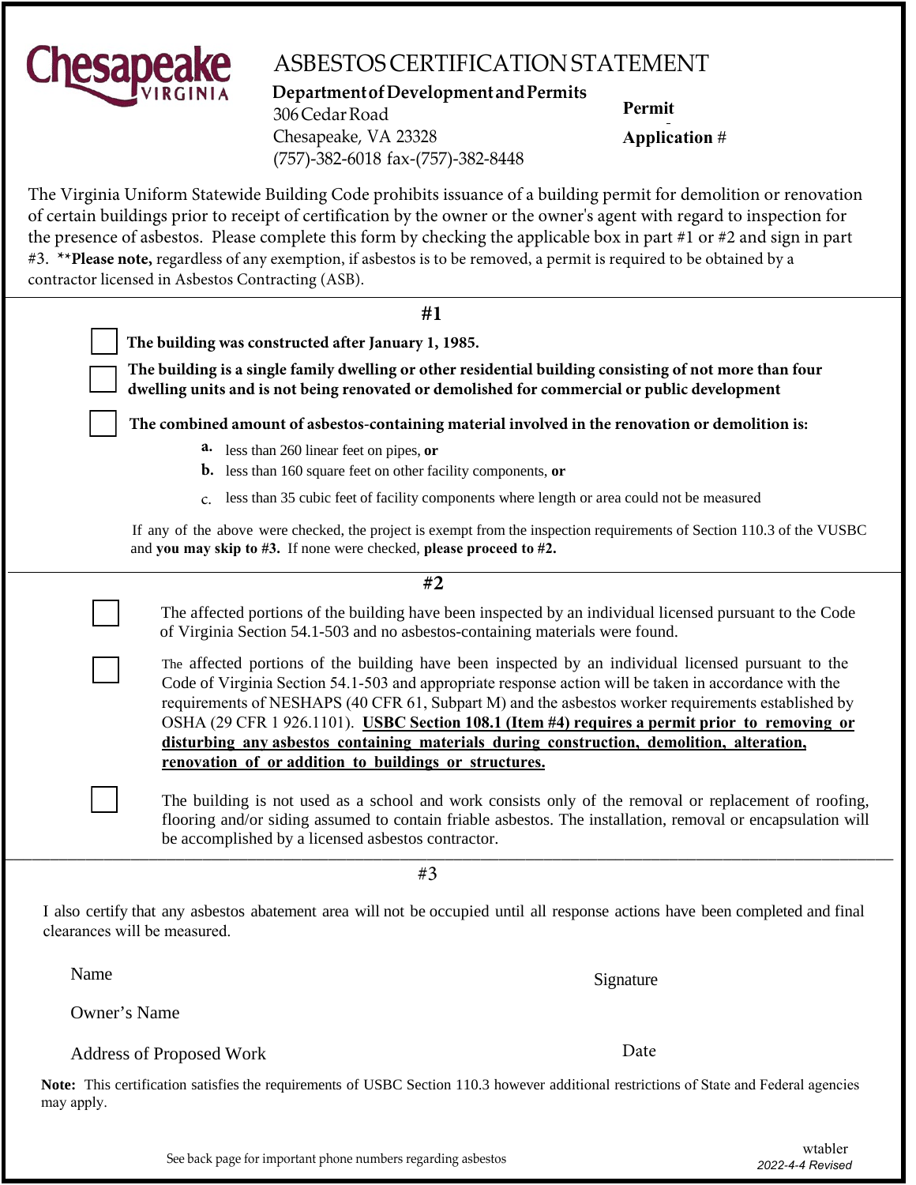Chesapeake VIRGINIA

# ASBESTOS CERTIFICATION STATEMENT

**Department of Development and Permits**
306 Cedar Road
Chesapeake, VA 23328
(757)-382-6018 fax-(757)-382-8448

**Permit Application** #

The Virginia Uniform Statewide Building Code prohibits issuance of a building permit for demolition or renovation of certain buildings prior to receipt of certification by the owner or the owner's agent with regard to inspection for the presence of asbestos. Please complete this form by checking the applicable box in part #1 or #2 and sign in part #3. ****Please note,** regardless of any exemption, if asbestos is to be removed, a permit is required to be obtained by a contractor licensed in Asbestos Contracting (ASB).

## #1

- ☐ **The building was constructed after January 1, 1985.**
- ☐ **The building is a single family dwelling or other residential building consisting of not more than four dwelling units and is not being renovated or demolished for commercial or public development**
- ☐ **The combined amount of asbestos-containing material involved in the renovation or demolition is:**
  - **a.** less than 260 linear feet on pipes, **or**
  - **b.** less than 160 square feet on other facility components, **or**
  - c. less than 35 cubic feet of facility components where length or area could not be measured

If any of the above were checked, the project is exempt from the inspection requirements of Section 110.3 of the VUSBC and **you may skip to #3.** If none were checked, **please proceed to #2.**

## #2

- ☐ The affected portions of the building have been inspected by an individual licensed pursuant to the Code of Virginia Section 54.1-503 and no asbestos-containing materials were found.
- ☐ The affected portions of the building have been inspected by an individual licensed pursuant to the Code of Virginia Section 54.1-503 and appropriate response action will be taken in accordance with the requirements of NESHAPS (40 CFR 61, Subpart M) and the asbestos worker requirements established by OSHA (29 CFR 1 926.1101). **USBC Section 108.1 (Item #4) requires a permit prior to removing or disturbing any asbestos containing materials during construction, demolition, alteration, renovation of or addition to buildings or structures.**
- ☐ The building is not used as a school and work consists only of the removal or replacement of roofing, flooring and/or siding assumed to contain friable asbestos. The installation, removal or encapsulation will be accomplished by a licensed asbestos contractor.

## #3

I also certify that any asbestos abatement area will not be occupied until all response actions have been completed and final clearances will be measured.

Name

Signature

Owner's Name

Address of Proposed Work

Date

**Note:** This certification satisfies the requirements of USBC Section 110.3 however additional restrictions of State and Federal agencies may apply.

See back page for important phone numbers regarding asbestos

wtabler
*2022-4-4 Revised*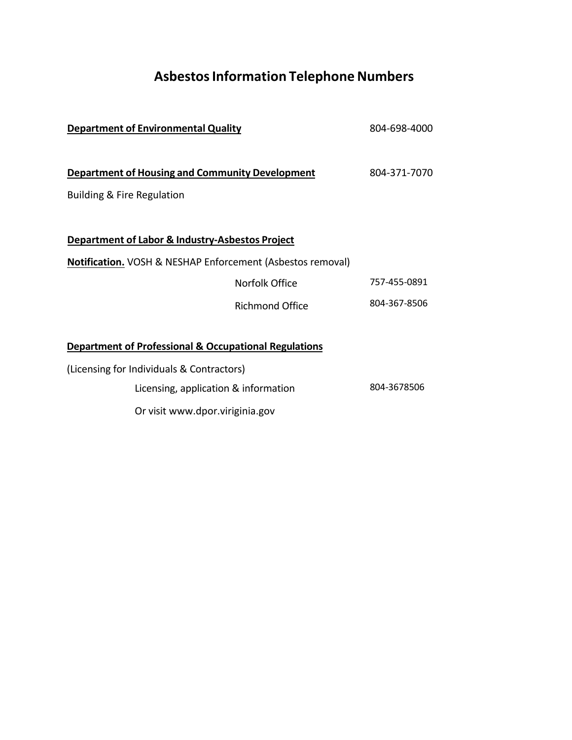# Asbestos Information Telephone Numbers

**Department of Environmental Quality** 804-698-4000

**Department of Housing and Community Development** 804-371-7070

Building & Fire Regulation

**Department of Labor & Industry-Asbestos Project Notification.** VOSH & NESHAP Enforcement (Asbestos removal)

Norfolk Office 757-455-0891

Richmond Office 804-367-8506

**Department of Professional & Occupational Regulations**

(Licensing for Individuals & Contractors)

Licensing, application & information 804-3678506

Or visit www.dpor.viriginia.gov